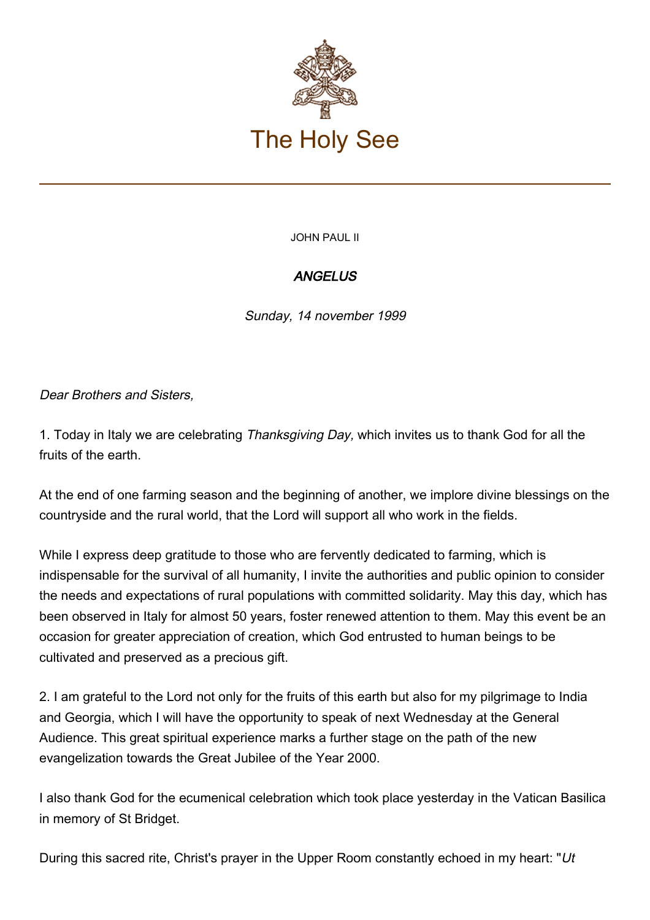# The Holy See

JOHN PAUL II

## *ANGELUS*

*Sunday, 14 november 1999*

*Dear Brothers and Sisters,*

1. Today in Italy we are celebrating *Thanksgiving Day,* which invites us to thank God for all the fruits of the earth.

At the end of one farming season and the beginning of another, we implore divine blessings on the countryside and the rural world, that the Lord will support all who work in the fields.

While I express deep gratitude to those who are fervently dedicated to farming, which is indispensable for the survival of all humanity, I invite the authorities and public opinion to consider the needs and expectations of rural populations with committed solidarity. May this day, which has been observed in Italy for almost 50 years, foster renewed attention to them. May this event be an occasion for greater appreciation of creation, which God entrusted to human beings to be cultivated and preserved as a precious gift.

2. I am grateful to the Lord not only for the fruits of this earth but also for my pilgrimage to India and Georgia, which I will have the opportunity to speak of next Wednesday at the General Audience. This great spiritual experience marks a further stage on the path of the new evangelization towards the Great Jubilee of the Year 2000.

I also thank God for the ecumenical celebration which took place yesterday in the Vatican Basilica in memory of St Bridget.

During this sacred rite, Christ's prayer in the Upper Room constantly echoed in my heart: "*Ut*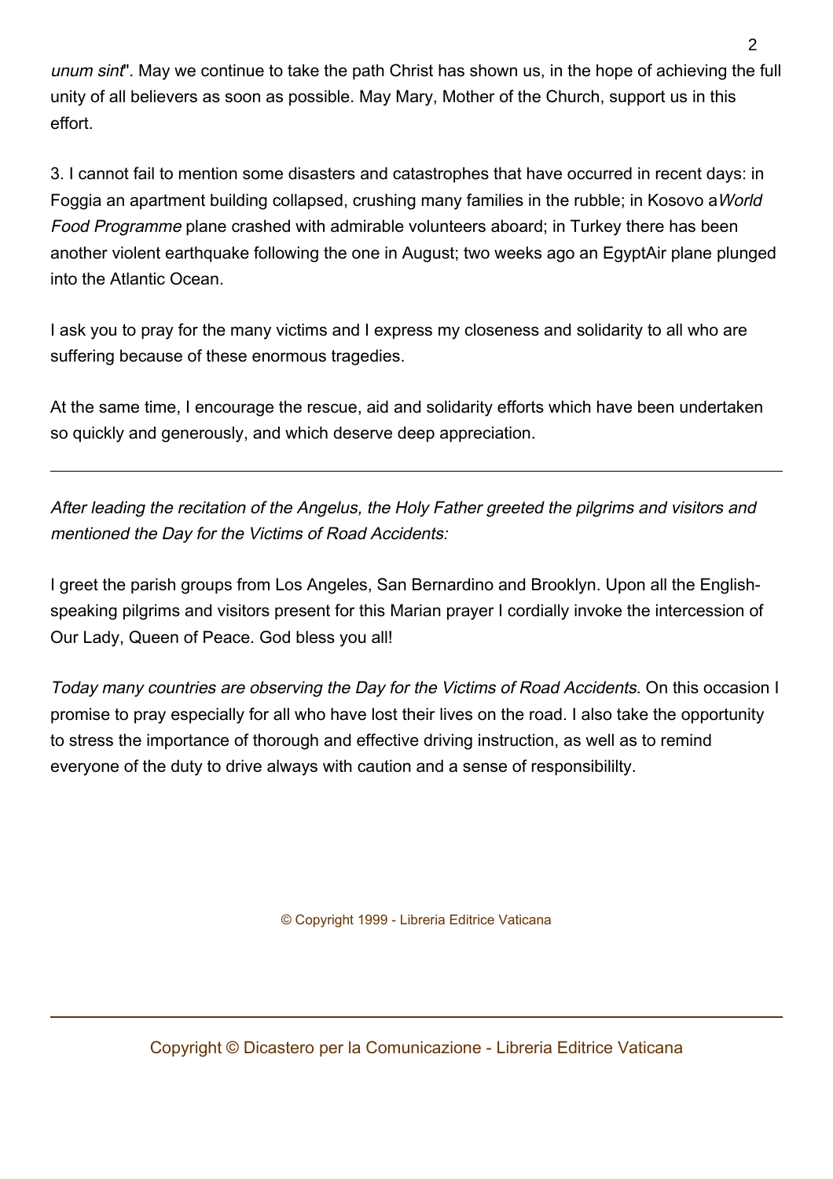*unum sint*". May we continue to take the path Christ has shown us, in the hope of achieving the full unity of all believers as soon as possible. May Mary, Mother of the Church, support us in this effort.

3. I cannot fail to mention some disasters and catastrophes that have occurred in recent days: in Foggia an apartment building collapsed, crushing many families in the rubble; in Kosovo a *World Food Programme* plane crashed with admirable volunteers aboard; in Turkey there has been another violent earthquake following the one in August; two weeks ago an EgyptAir plane plunged into the Atlantic Ocean.

I ask you to pray for the many victims and I express my closeness and solidarity to all who are suffering because of these enormous tragedies.

At the same time, I encourage the rescue, aid and solidarity efforts which have been undertaken so quickly and generously, and which deserve deep appreciation.

---

*After leading the recitation of the Angelus, the Holy Father greeted the pilgrims and visitors and mentioned the Day for the Victims of Road Accidents:*

I greet the parish groups from Los Angeles, San Bernardino and Brooklyn. Upon all the English-speaking pilgrims and visitors present for this Marian prayer I cordially invoke the intercession of Our Lady, Queen of Peace. God bless you all!

*Today many countries are observing the Day for the Victims of Road Accidents*. On this occasion I promise to pray especially for all who have lost their lives on the road. I also take the opportunity to stress the importance of thorough and effective driving instruction, as well as to remind everyone of the duty to drive always with caution and a sense of responsibililty.

© Copyright 1999 - Libreria Editrice Vaticana

Copyright © Dicastero per la Comunicazione - Libreria Editrice Vaticana